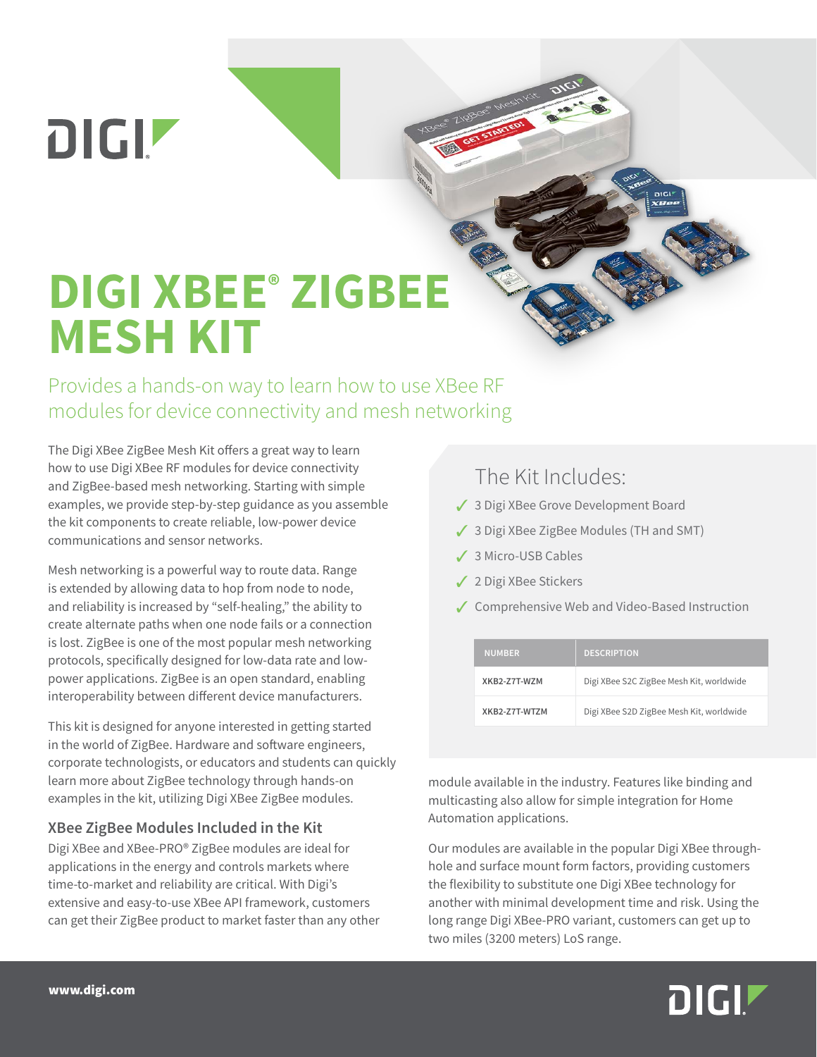# DIGI XBEE® ZIGBEE MESH KIT

## Provides a hands-on way to learn how to use XBee RF modules for device connectivity and mesh networking

The Digi XBee ZigBee Mesh Kit offers a great way to learn how to use Digi XBee RF modules for device connectivity and ZigBee-based mesh networking. Starting with simple examples, we provide step-by-step guidance as you assemble the kit components to create reliable, low-power device communications and sensor networks.

Mesh networking is a powerful way to route data. Range is extended by allowing data to hop from node to node, and reliability is increased by "self-healing," the ability to create alternate paths when one node fails or a connection is lost. ZigBee is one of the most popular mesh networking protocols, specifically designed for low-data rate and low-power applications. ZigBee is an open standard, enabling interoperability between different device manufacturers.

This kit is designed for anyone interested in getting started in the world of ZigBee. Hardware and software engineers, corporate technologists, or educators and students can quickly learn more about ZigBee technology through hands-on examples in the kit, utilizing Digi XBee ZigBee modules.

### XBee ZigBee Modules Included in the Kit

Digi XBee and XBee-PRO® ZigBee modules are ideal for applications in the energy and controls markets where time-to-market and reliability are critical. With Digi's extensive and easy-to-use XBee API framework, customers can get their ZigBee product to market faster than any other module available in the industry. Features like binding and multicasting also allow for simple integration for Home Automation applications.

Our modules are available in the popular Digi XBee through-hole and surface mount form factors, providing customers the flexibility to substitute one Digi XBee technology for another with minimal development time and risk. Using the long range Digi XBee-PRO variant, customers can get up to two miles (3200 meters) LoS range.

### The Kit Includes:

- ✓ 3 Digi XBee Grove Development Board
- ✓ 3 Digi XBee ZigBee Modules (TH and SMT)
- ✓ 3 Micro-USB Cables
- ✓ 2 Digi XBee Stickers
- ✓ Comprehensive Web and Video-Based Instruction

| NUMBER | DESCRIPTION |
|---|---|
| XKB2-Z7T-WZM | Digi XBee S2C ZigBee Mesh Kit, worldwide |
| XKB2-Z7T-WTZM | Digi XBee S2D ZigBee Mesh Kit, worldwide |

www.digi.com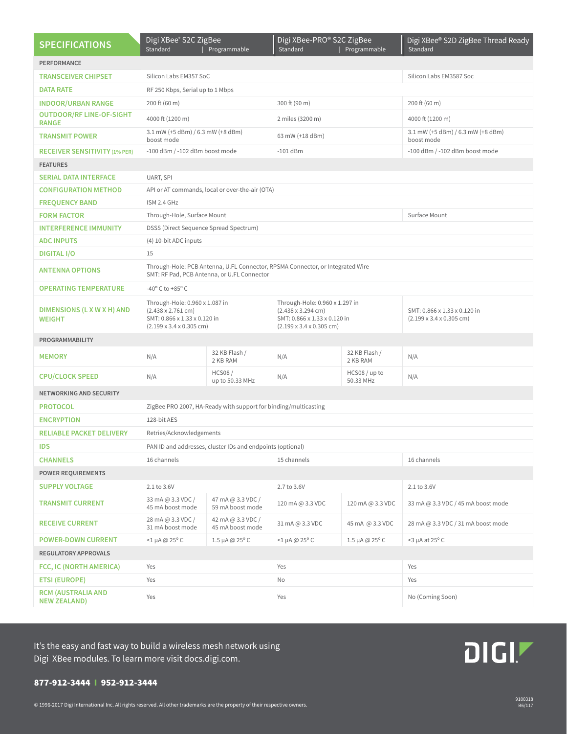| SPECIFICATIONS | Digi XBee® S2C ZigBee Standard | Digi XBee® S2C ZigBee Programmable | Digi XBee-PRO® S2C ZigBee Standard | Digi XBee-PRO® S2C ZigBee Programmable | Digi XBee® S2D ZigBee Thread Ready Standard |
|---|---|---|---|---|---|
| **PERFORMANCE** | | | | | |
| TRANSCEIVER CHIPSET | Silicon Labs EM357 SoC | | | | Silicon Labs EM3587 Soc |
| DATA RATE | RF 250 Kbps, Serial up to 1 Mbps | | | | |
| INDOOR/URBAN RANGE | 200 ft (60 m) | | 300 ft (90 m) | | 200 ft (60 m) |
| OUTDOOR/RF LINE-OF-SIGHT RANGE | 4000 ft (1200 m) | | 2 miles (3200 m) | | 4000 ft (1200 m) |
| TRANSMIT POWER | 3.1 mW (+5 dBm) / 6.3 mW (+8 dBm) boost mode | | 63 mW (+18 dBm) | | 3.1 mW (+5 dBm) / 6.3 mW (+8 dBm) boost mode |
| RECEIVER SENSITIVITY (1% PER) | -100 dBm / -102 dBm boost mode | | -101 dBm | | -100 dBm / -102 dBm boost mode |
| **FEATURES** | | | | | |
| SERIAL DATA INTERFACE | UART, SPI | | | | |
| CONFIGURATION METHOD | API or AT commands, local or over-the-air (OTA) | | | | |
| FREQUENCY BAND | ISM 2.4 GHz | | | | |
| FORM FACTOR | Through-Hole, Surface Mount | | | | Surface Mount |
| INTERFERENCE IMMUNITY | DSSS (Direct Sequence Spread Spectrum) | | | | |
| ADC INPUTS | (4) 10-bit ADC inputs | | | | |
| DIGITAL I/O | 15 | | | | |
| ANTENNA OPTIONS | Through-Hole: PCB Antenna, U.FL Connector, RPSMA Connector, or Integrated Wire<br>SMT: RF Pad, PCB Antenna, or U.FL Connector | | | | |
| OPERATING TEMPERATURE | -40° C to +85° C | | | | |
| DIMENSIONS (L X W X H) AND WEIGHT | Through-Hole: 0.960 x 1.087 in (2.438 x 2.761 cm)<br>SMT: 0.866 x 1.33 x 0.120 in (2.199 x 3.4 x 0.305 cm) | | Through-Hole: 0.960 x 1.297 in (2.438 x 3.294 cm)<br>SMT: 0.866 x 1.33 x 0.120 in (2.199 x 3.4 x 0.305 cm) | | SMT: 0.866 x 1.33 x 0.120 in (2.199 x 3.4 x 0.305 cm) |
| **PROGRAMMABILITY** | | | | | |
| MEMORY | N/A | 32 KB Flash / 2 KB RAM | N/A | 32 KB Flash / 2 KB RAM | N/A |
| CPU/CLOCK SPEED | N/A | HCS08 / up to 50.33 MHz | N/A | HCS08 / up to 50.33 MHz | N/A |
| **NETWORKING AND SECURITY** | | | | | |
| PROTOCOL | ZigBee PRO 2007, HA-Ready with support for binding/multicasting | | | | |
| ENCRYPTION | 128-bit AES | | | | |
| RELIABLE PACKET DELIVERY | Retries/Acknowledgements | | | | |
| IDS | PAN ID and addresses, cluster IDs and endpoints (optional) | | | | |
| CHANNELS | 16 channels | | 15 channels | | 16 channels |
| **POWER REQUIREMENTS** | | | | | |
| SUPPLY VOLTAGE | 2.1 to 3.6V | | 2.7 to 3.6V | | 2.1 to 3.6V |
| TRANSMIT CURRENT | 33 mA @ 3.3 VDC / 45 mA boost mode | 47 mA @ 3.3 VDC / 59 mA boost mode | 120 mA @ 3.3 VDC | 120 mA @ 3.3 VDC | 33 mA @ 3.3 VDC / 45 mA boost mode |
| RECEIVE CURRENT | 28 mA @ 3.3 VDC / 31 mA boost mode | 42 mA @ 3.3 VDC / 45 mA boost mode | 31 mA @ 3.3 VDC | 45 mA @ 3.3 VDC | 28 mA @ 3.3 VDC / 31 mA boost mode |
| POWER-DOWN CURRENT | <1 μA @ 25° C | 1.5 μA @ 25° C | <1 μA @ 25° C | 1.5 μA @ 25° C | <3 μA at 25° C |
| **REGULATORY APPROVALS** | | | | | |
| FCC, IC (NORTH AMERICA) | Yes | | Yes | | Yes |
| ETSI (EUROPE) | Yes | | No | | Yes |
| RCM (AUSTRALIA AND NEW ZEALAND) | Yes | | Yes | | No (Coming Soon) |

It's the easy and fast way to build a wireless mesh network using Digi XBee modules. To learn more visit docs.digi.com.

DIGI

**877-912-3444 | 952-912-3444**

© 1996-2017 Digi International Inc. All rights reserved. All other trademarks are the property of their respective owners.

9100318
B6/117